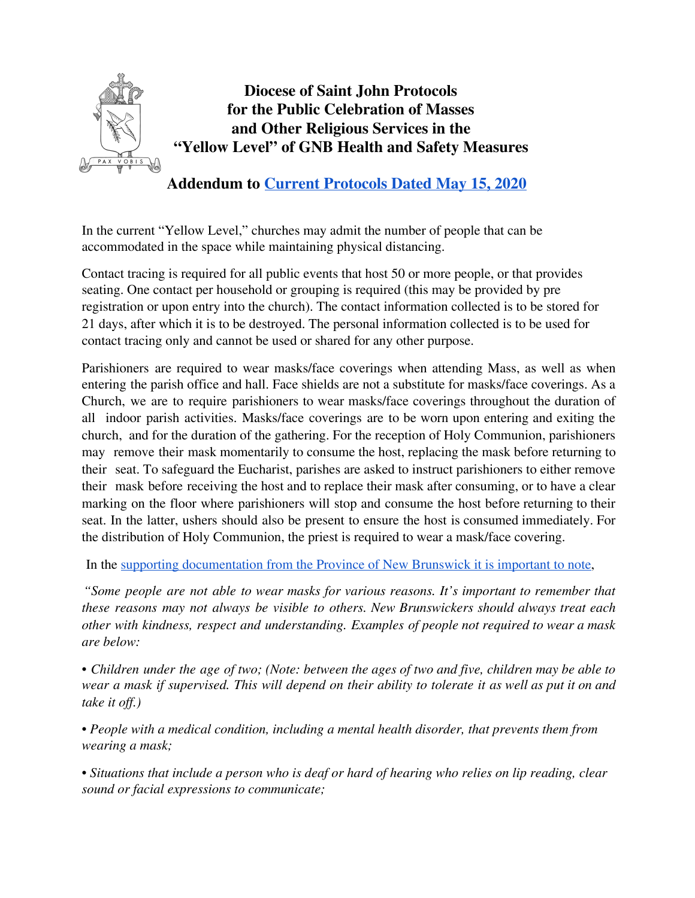# Diocese of Saint John Protocols for the Public Celebration of Masses and Other Religious Services in the "Yellow Level" of GNB Health and Safety Measures

## Addendum to Current Protocols Dated May 15, 2020

In the current "Yellow Level," churches may admit the number of people that can be accommodated in the space while maintaining physical distancing.

Contact tracing is required for all public events that host 50 or more people, or that provides seating. One contact per household or grouping is required (this may be provided by pre registration or upon entry into the church). The contact information collected is to be stored for 21 days, after which it is to be destroyed. The personal information collected is to be used for contact tracing only and cannot be used or shared for any other purpose.

Parishioners are required to wear masks/face coverings when attending Mass, as well as when entering the parish office and hall. Face shields are not a substitute for masks/face coverings. As a Church, we are to require parishioners to wear masks/face coverings throughout the duration of all indoor parish activities. Masks/face coverings are to be worn upon entering and exiting the church, and for the duration of the gathering. For the reception of Holy Communion, parishioners may remove their mask momentarily to consume the host, replacing the mask before returning to their seat. To safeguard the Eucharist, parishes are asked to instruct parishioners to either remove their mask before receiving the host and to replace their mask after consuming, or to have a clear marking on the floor where parishioners will stop and consume the host before returning to their seat. In the latter, ushers should also be present to ensure the host is consumed immediately. For the distribution of Holy Communion, the priest is required to wear a mask/face covering.

In the supporting documentation from the Province of New Brunswick it is important to note,

*"Some people are not able to wear masks for various reasons. It's important to remember that these reasons may not always be visible to others. New Brunswickers should always treat each other with kindness, respect and understanding. Examples of people not required to wear a mask are below:*

- *Children under the age of two; (Note: between the ages of two and five, children may be able to wear a mask if supervised. This will depend on their ability to tolerate it as well as put it on and take it off.)*
- *People with a medical condition, including a mental health disorder, that prevents them from wearing a mask;*
- *Situations that include a person who is deaf or hard of hearing who relies on lip reading, clear sound or facial expressions to communicate;*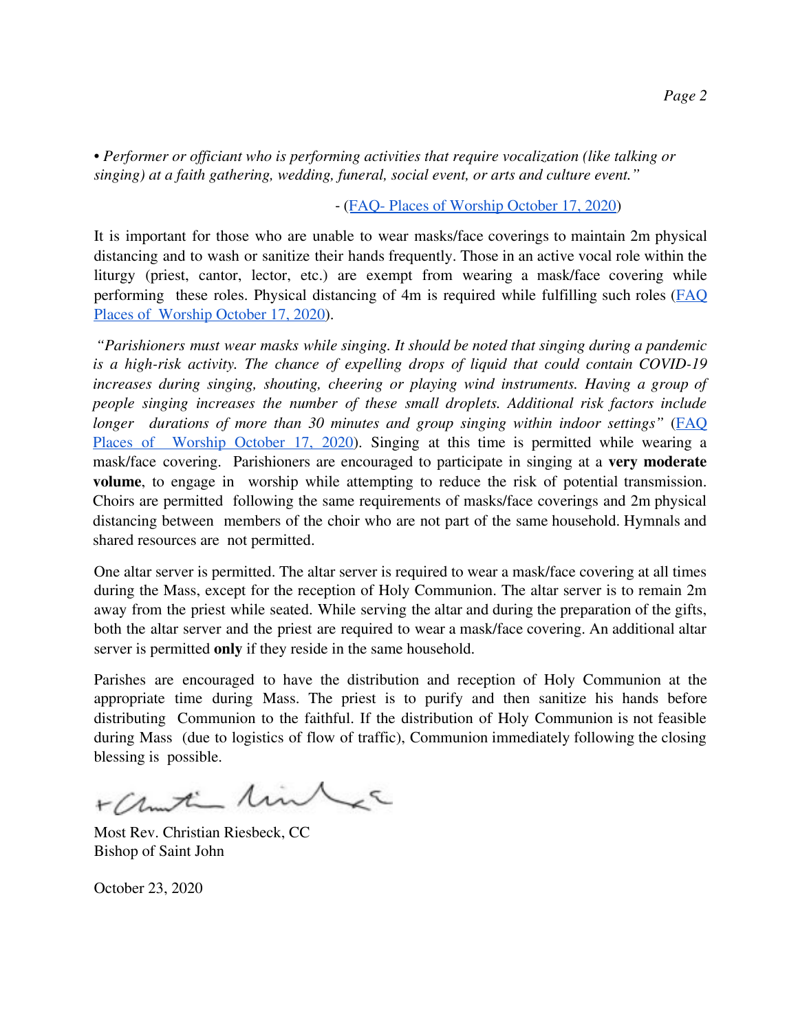*• Performer or officiant who is performing activities that require vocalization (like talking or singing) at a faith gathering, wedding, funeral, social event, or arts and culture event."*

- (FAQ- Places of Worship October 17, 2020)

It is important for those who are unable to wear masks/face coverings to maintain 2m physical distancing and to wash or sanitize their hands frequently. Those in an active vocal role within the liturgy (priest, cantor, lector, etc.) are exempt from wearing a mask/face covering while performing these roles. Physical distancing of 4m is required while fulfilling such roles (FAQ Places of Worship October 17, 2020).

*"Parishioners must wear masks while singing. It should be noted that singing during a pandemic is a high-risk activity. The chance of expelling drops of liquid that could contain COVID-19 increases during singing, shouting, cheering or playing wind instruments. Having a group of people singing increases the number of these small droplets. Additional risk factors include longer durations of more than 30 minutes and group singing within indoor settings"* (FAQ Places of Worship October 17, 2020). Singing at this time is permitted while wearing a mask/face covering. Parishioners are encouraged to participate in singing at a **very moderate volume**, to engage in worship while attempting to reduce the risk of potential transmission. Choirs are permitted following the same requirements of masks/face coverings and 2m physical distancing between members of the choir who are not part of the same household. Hymnals and shared resources are not permitted.

One altar server is permitted. The altar server is required to wear a mask/face covering at all times during the Mass, except for the reception of Holy Communion. The altar server is to remain 2m away from the priest while seated. While serving the altar and during the preparation of the gifts, both the altar server and the priest are required to wear a mask/face covering. An additional altar server is permitted **only** if they reside in the same household.

Parishes are encouraged to have the distribution and reception of Holy Communion at the appropriate time during Mass. The priest is to purify and then sanitize his hands before distributing Communion to the faithful. If the distribution of Holy Communion is not feasible during Mass (due to logistics of flow of traffic), Communion immediately following the closing blessing is possible.

Most Rev. Christian Riesbeck, CC
Bishop of Saint John

October 23, 2020